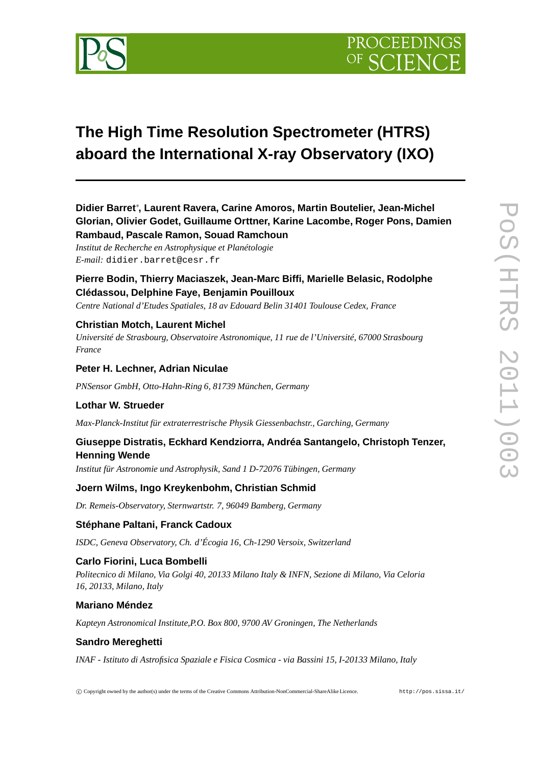# The High Time Resolution Spectrometer (HTRS) aboard the International X-ray Observatory (IXO)

**Didier Barret***, **Laurent Ravera, Carine Amoros, Martin Boutelier, Jean-Michel Glorian, Olivier Godet, Guillaume Orttner, Karine Lacombe, Roger Pons, Damien Rambaud, Pascale Ramon, Souad Ramchoun**

*Institut de Recherche en Astrophysique et Planétologie*
*E-mail:* `didier.barret@cesr.fr`

**Pierre Bodin, Thierry Maciaszek, Jean-Marc Biffi, Marielle Belasic, Rodolphe Clédassou, Delphine Faye, Benjamin Pouilloux**

*Centre National d'Etudes Spatiales, 18 av Edouard Belin 31401 Toulouse Cedex, France*

**Christian Motch, Laurent Michel**

*Université de Strasbourg, Observatoire Astronomique, 11 rue de l'Université, 67000 Strasbourg France*

**Peter H. Lechner, Adrian Niculae**

*PNSensor GmbH, Otto-Hahn-Ring 6, 81739 München, Germany*

**Lothar W. Strueder**

*Max-Planck-Institut für extraterrestrische Physik Giessenbachstr., Garching, Germany*

**Giuseppe Distratis, Eckhard Kendziorra, Andréa Santangelo, Christoph Tenzer, Henning Wende**

*Institut für Astronomie und Astrophysik, Sand 1 D-72076 Tübingen, Germany*

**Joern Wilms, Ingo Kreykenbohm, Christian Schmid**

*Dr. Remeis-Observatory, Sternwartstr. 7, 96049 Bamberg, Germany*

**Stéphane Paltani, Franck Cadoux**

*ISDC, Geneva Observatory, Ch. d'Écogia 16, Ch-1290 Versoix, Switzerland*

**Carlo Fiorini, Luca Bombelli**

*Politecnico di Milano, Via Golgi 40, 20133 Milano Italy & INFN, Sezione di Milano, Via Celoria 16, 20133, Milano, Italy*

**Mariano Méndez**

*Kapteyn Astronomical Institute,P.O. Box 800, 9700 AV Groningen, The Netherlands*

**Sandro Mereghetti**

*INAF - Istituto di Astrofisica Spaziale e Fisica Cosmica - via Bassini 15, I-20133 Milano, Italy*

© Copyright owned by the author(s) under the terms of the Creative Commons Attribution-NonCommercial-ShareAlike Licence. http://pos.sissa.it/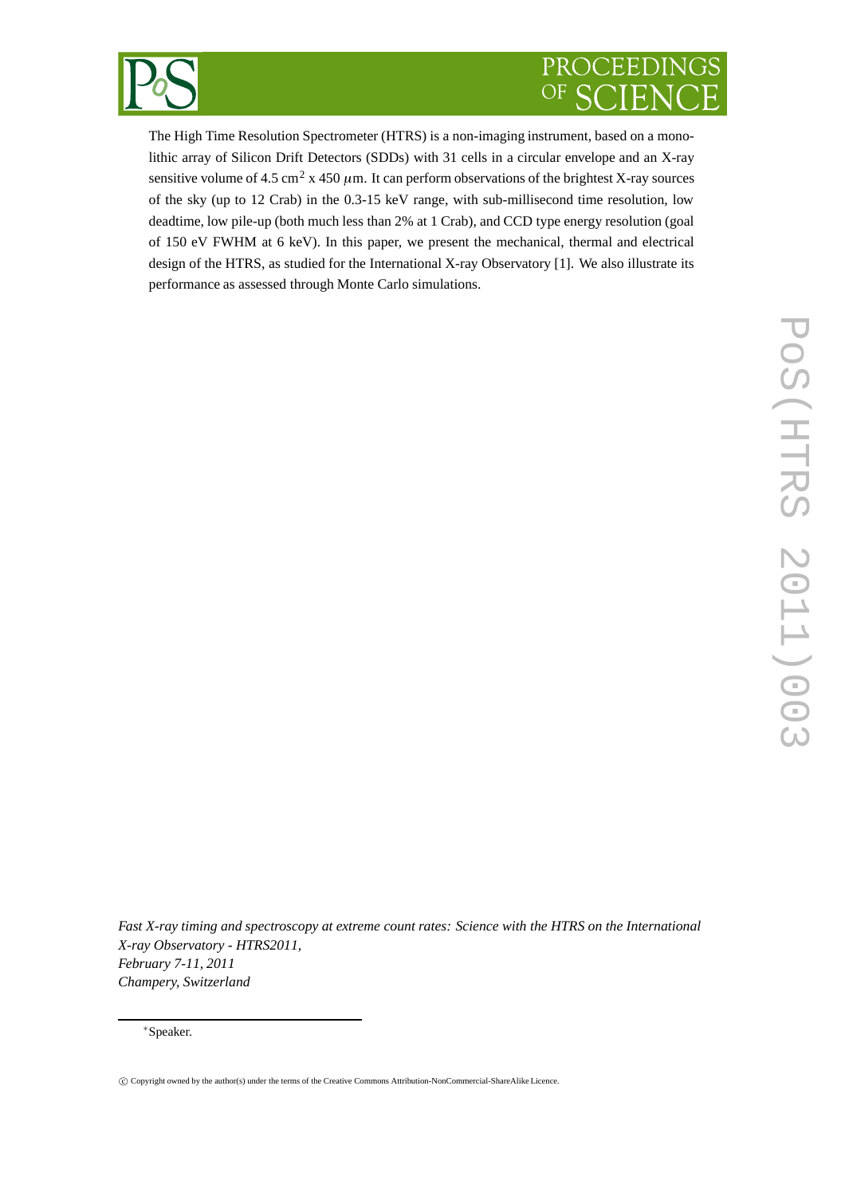The High Time Resolution Spectrometer (HTRS) is a non-imaging instrument, based on a monolithic array of Silicon Drift Detectors (SDDs) with 31 cells in a circular envelope and an X-ray sensitive volume of 4.5 cm$^2$ x 450 $\mu$m. It can perform observations of the brightest X-ray sources of the sky (up to 12 Crab) in the 0.3-15 keV range, with sub-millisecond time resolution, low deadtime, low pile-up (both much less than 2% at 1 Crab), and CCD type energy resolution (goal of 150 eV FWHM at 6 keV). In this paper, we present the mechanical, thermal and electrical design of the HTRS, as studied for the International X-ray Observatory [1]. We also illustrate its performance as assessed through Monte Carlo simulations.

*Fast X-ray timing and spectroscopy at extreme count rates: Science with the HTRS on the International X-ray Observatory - HTRS2011,*
*February 7-11, 2011*
*Champery, Switzerland*

∗Speaker.

© Copyright owned by the author(s) under the terms of the Creative Commons Attribution-NonCommercial-ShareAlike Licence.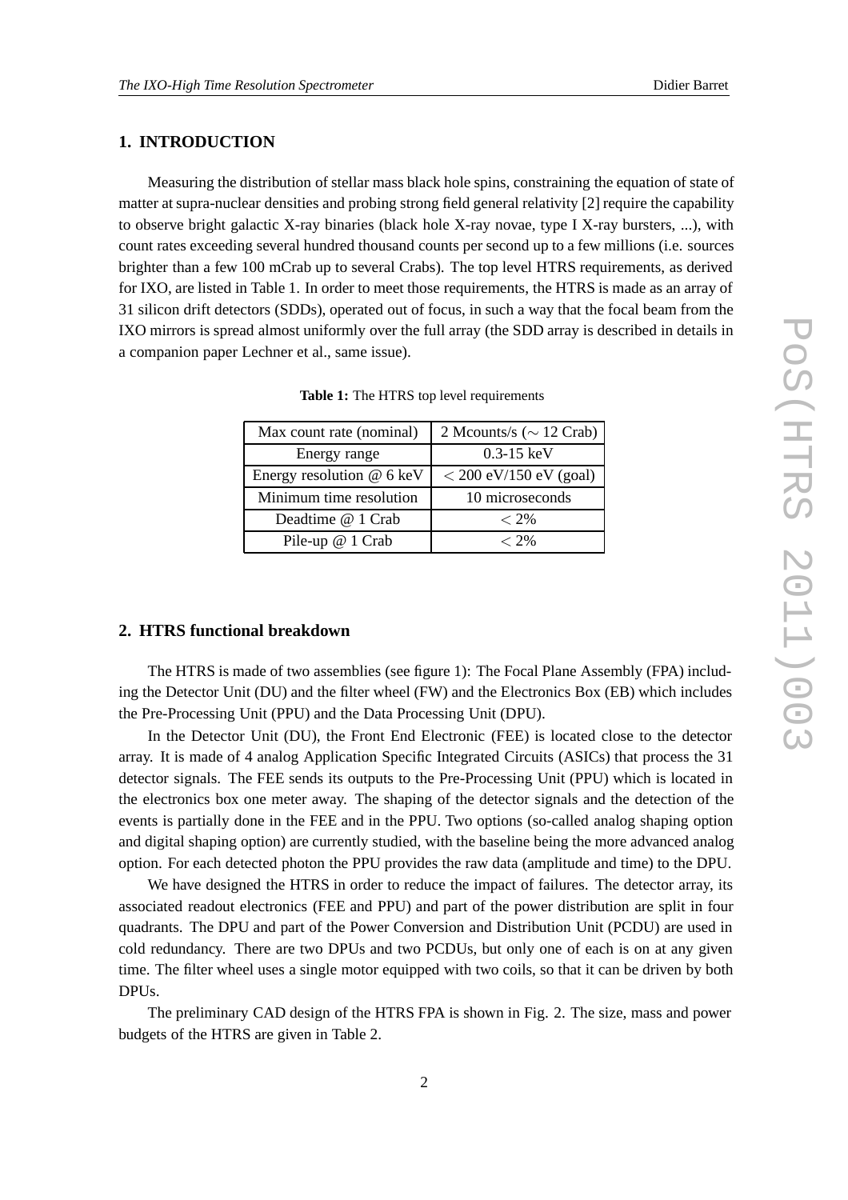## 1. INTRODUCTION

Measuring the distribution of stellar mass black hole spins, constraining the equation of state of matter at supra-nuclear densities and probing strong field general relativity [2] require the capability to observe bright galactic X-ray binaries (black hole X-ray novae, type I X-ray bursters, ...), with count rates exceeding several hundred thousand counts per second up to a few millions (i.e. sources brighter than a few 100 mCrab up to several Crabs). The top level HTRS requirements, as derived for IXO, are listed in Table 1. In order to meet those requirements, the HTRS is made as an array of 31 silicon drift detectors (SDDs), operated out of focus, in such a way that the focal beam from the IXO mirrors is spread almost uniformly over the full array (the SDD array is described in details in a companion paper Lechner et al., same issue).

**Table 1:** The HTRS top level requirements

| Max count rate (nominal) | 2 Mcounts/s ($\sim$ 12 Crab) |
|---|---|
| Energy range | 0.3-15 keV |
| Energy resolution @ 6 keV | $<$ 200 eV/150 eV (goal) |
| Minimum time resolution | 10 microseconds |
| Deadtime @ 1 Crab | $< 2\%$ |
| Pile-up @ 1 Crab | $< 2\%$ |

## 2. HTRS functional breakdown

The HTRS is made of two assemblies (see figure 1): The Focal Plane Assembly (FPA) including the Detector Unit (DU) and the filter wheel (FW) and the Electronics Box (EB) which includes the Pre-Processing Unit (PPU) and the Data Processing Unit (DPU).

In the Detector Unit (DU), the Front End Electronic (FEE) is located close to the detector array. It is made of 4 analog Application Specific Integrated Circuits (ASICs) that process the 31 detector signals. The FEE sends its outputs to the Pre-Processing Unit (PPU) which is located in the electronics box one meter away. The shaping of the detector signals and the detection of the events is partially done in the FEE and in the PPU. Two options (so-called analog shaping option and digital shaping option) are currently studied, with the baseline being the more advanced analog option. For each detected photon the PPU provides the raw data (amplitude and time) to the DPU.

We have designed the HTRS in order to reduce the impact of failures. The detector array, its associated readout electronics (FEE and PPU) and part of the power distribution are split in four quadrants. The DPU and part of the Power Conversion and Distribution Unit (PCDU) are used in cold redundancy. There are two DPUs and two PCDUs, but only one of each is on at any given time. The filter wheel uses a single motor equipped with two coils, so that it can be driven by both DPUs.

The preliminary CAD design of the HTRS FPA is shown in Fig. 2. The size, mass and power budgets of the HTRS are given in Table 2.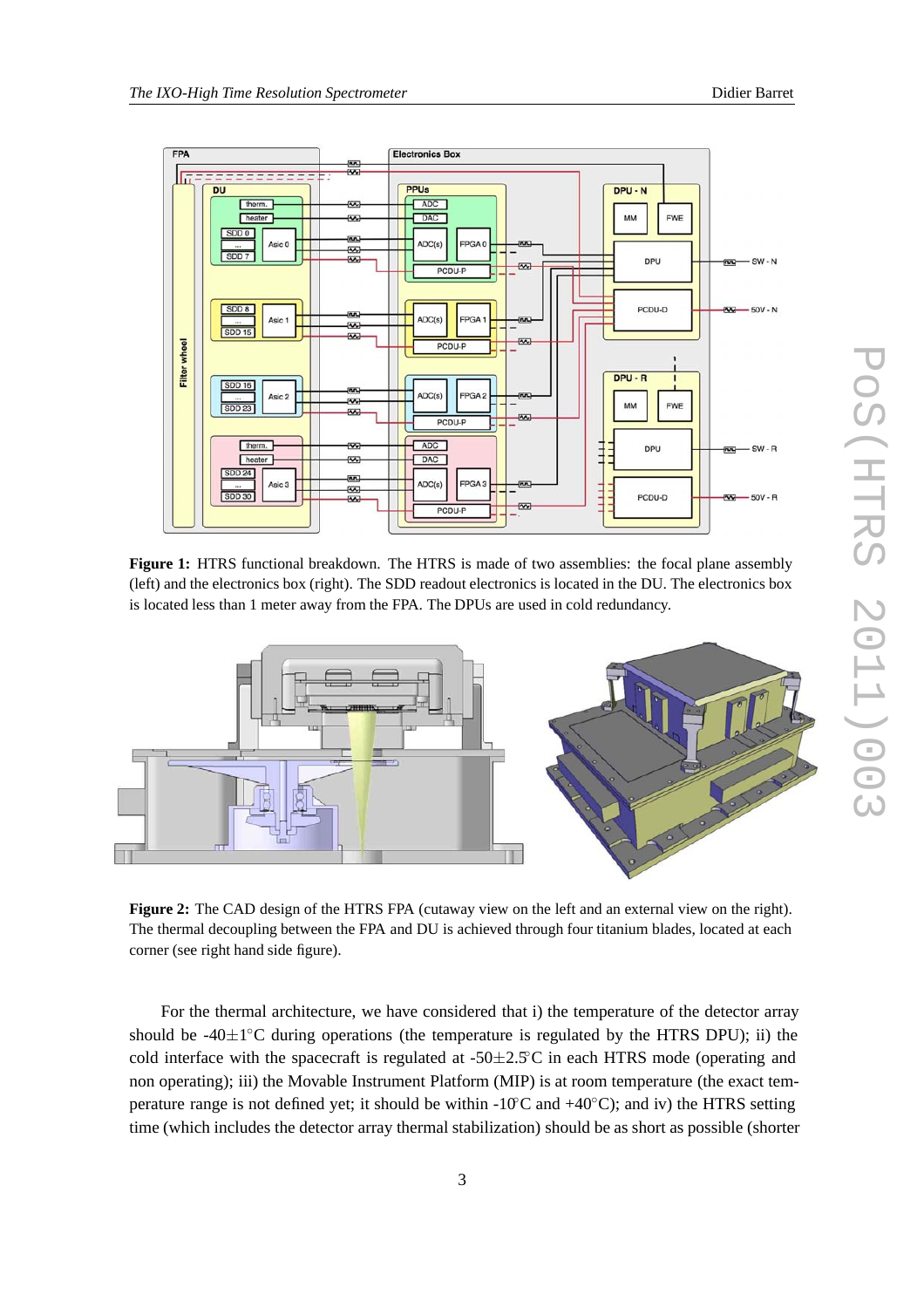**Figure 1:** HTRS functional breakdown. The HTRS is made of two assemblies: the focal plane assembly (left) and the electronics box (right). The SDD readout electronics is located in the DU. The electronics box is located less than 1 meter away from the FPA. The DPUs are used in cold redundancy.

**Figure 2:** The CAD design of the HTRS FPA (cutaway view on the left and an external view on the right). The thermal decoupling between the FPA and DU is achieved through four titanium blades, located at each corner (see right hand side figure).

For the thermal architecture, we have considered that i) the temperature of the detector array should be -40±1°C during operations (the temperature is regulated by the HTRS DPU); ii) the cold interface with the spacecraft is regulated at -50±2.5°C in each HTRS mode (operating and non operating); iii) the Movable Instrument Platform (MIP) is at room temperature (the exact temperature range is not defined yet; it should be within -10°C and +40°C); and iv) the HTRS setting time (which includes the detector array thermal stabilization) should be as short as possible (shorter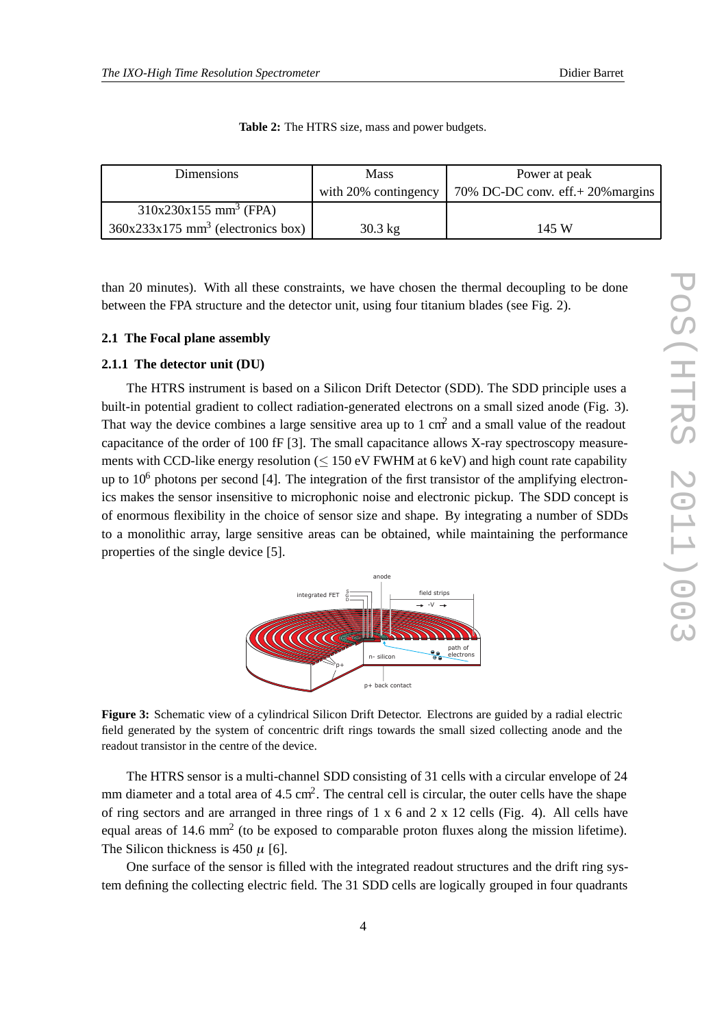**Table 2:** The HTRS size, mass and power budgets.

| Dimensions | Mass with 20% contingency | Power at peak 70% DC-DC conv. eff.+ 20%margins |
|---|---|---|
| 310x230x155 mm$^3$ (FPA) 360x233x175 mm$^3$ (electronics box) | 30.3 kg | 145 W |

than 20 minutes). With all these constraints, we have chosen the thermal decoupling to be done between the FPA structure and the detector unit, using four titanium blades (see Fig. 2).

### 2.1 The Focal plane assembly

#### 2.1.1 The detector unit (DU)

The HTRS instrument is based on a Silicon Drift Detector (SDD). The SDD principle uses a built-in potential gradient to collect radiation-generated electrons on a small sized anode (Fig. 3). That way the device combines a large sensitive area up to 1 cm$^2$ and a small value of the readout capacitance of the order of 100 fF [3]. The small capacitance allows X-ray spectroscopy measurements with CCD-like energy resolution ($\leq$ 150 eV FWHM at 6 keV) and high count rate capability up to $10^6$ photons per second [4]. The integration of the first transistor of the amplifying electronics makes the sensor insensitive to microphonic noise and electronic pickup. The SDD concept is of enormous flexibility in the choice of sensor size and shape. By integrating a number of SDDs to a monolithic array, large sensitive areas can be obtained, while maintaining the performance properties of the single device [5].

**Figure 3:** Schematic view of a cylindrical Silicon Drift Detector. Electrons are guided by a radial electric field generated by the system of concentric drift rings towards the small sized collecting anode and the readout transistor in the centre of the device.

The HTRS sensor is a multi-channel SDD consisting of 31 cells with a circular envelope of 24 mm diameter and a total area of 4.5 cm$^2$. The central cell is circular, the outer cells have the shape of ring sectors and are arranged in three rings of 1 x 6 and 2 x 12 cells (Fig. 4). All cells have equal areas of 14.6 mm$^2$ (to be exposed to comparable proton fluxes along the mission lifetime). The Silicon thickness is 450 $\mu$ [6].

One surface of the sensor is filled with the integrated readout structures and the drift ring system defining the collecting electric field. The 31 SDD cells are logically grouped in four quadrants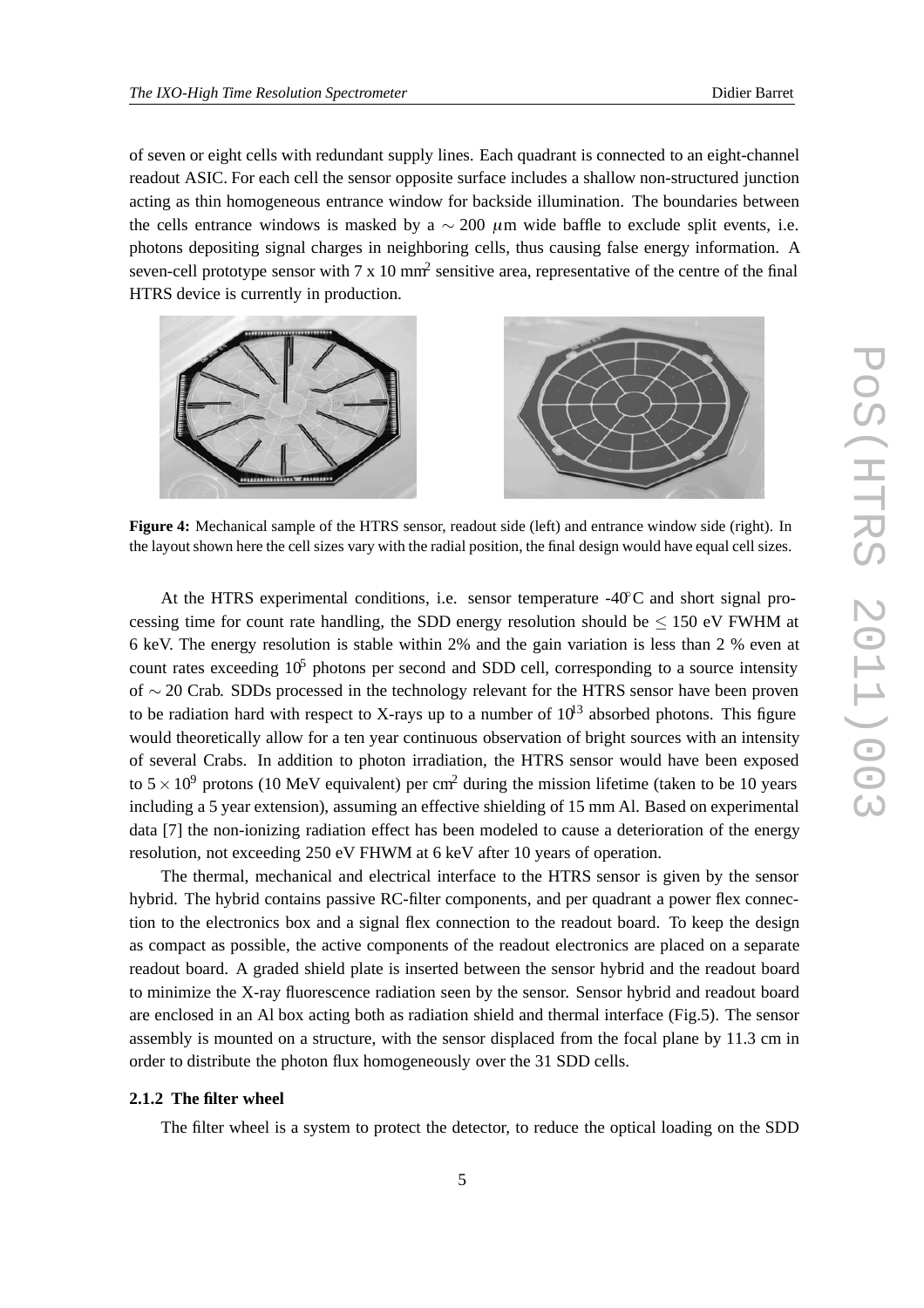of seven or eight cells with redundant supply lines. Each quadrant is connected to an eight-channel readout ASIC. For each cell the sensor opposite surface includes a shallow non-structured junction acting as thin homogeneous entrance window for backside illumination. The boundaries between the cells entrance windows is masked by a $\sim 200\ \mu$m wide baffle to exclude split events, i.e. photons depositing signal charges in neighboring cells, thus causing false energy information. A seven-cell prototype sensor with 7 x 10 mm$^2$ sensitive area, representative of the centre of the final HTRS device is currently in production.

**Figure 4:** Mechanical sample of the HTRS sensor, readout side (left) and entrance window side (right). In the layout shown here the cell sizes vary with the radial position, the final design would have equal cell sizes.

At the HTRS experimental conditions, i.e. sensor temperature -40°C and short signal processing time for count rate handling, the SDD energy resolution should be $\leq 150$ eV FWHM at 6 keV. The energy resolution is stable within 2% and the gain variation is less than 2 % even at count rates exceeding $10^5$ photons per second and SDD cell, corresponding to a source intensity of $\sim 20$ Crab. SDDs processed in the technology relevant for the HTRS sensor have been proven to be radiation hard with respect to X-rays up to a number of $10^{13}$ absorbed photons. This figure would theoretically allow for a ten year continuous observation of bright sources with an intensity of several Crabs. In addition to photon irradiation, the HTRS sensor would have been exposed to $5 \times 10^9$ protons (10 MeV equivalent) per cm$^2$ during the mission lifetime (taken to be 10 years including a 5 year extension), assuming an effective shielding of 15 mm Al. Based on experimental data [7] the non-ionizing radiation effect has been modeled to cause a deterioration of the energy resolution, not exceeding 250 eV FHWM at 6 keV after 10 years of operation.

The thermal, mechanical and electrical interface to the HTRS sensor is given by the sensor hybrid. The hybrid contains passive RC-filter components, and per quadrant a power flex connection to the electronics box and a signal flex connection to the readout board. To keep the design as compact as possible, the active components of the readout electronics are placed on a separate readout board. A graded shield plate is inserted between the sensor hybrid and the readout board to minimize the X-ray fluorescence radiation seen by the sensor. Sensor hybrid and readout board are enclosed in an Al box acting both as radiation shield and thermal interface (Fig.5). The sensor assembly is mounted on a structure, with the sensor displaced from the focal plane by 11.3 cm in order to distribute the photon flux homogeneously over the 31 SDD cells.

### 2.1.2 The filter wheel

The filter wheel is a system to protect the detector, to reduce the optical loading on the SDD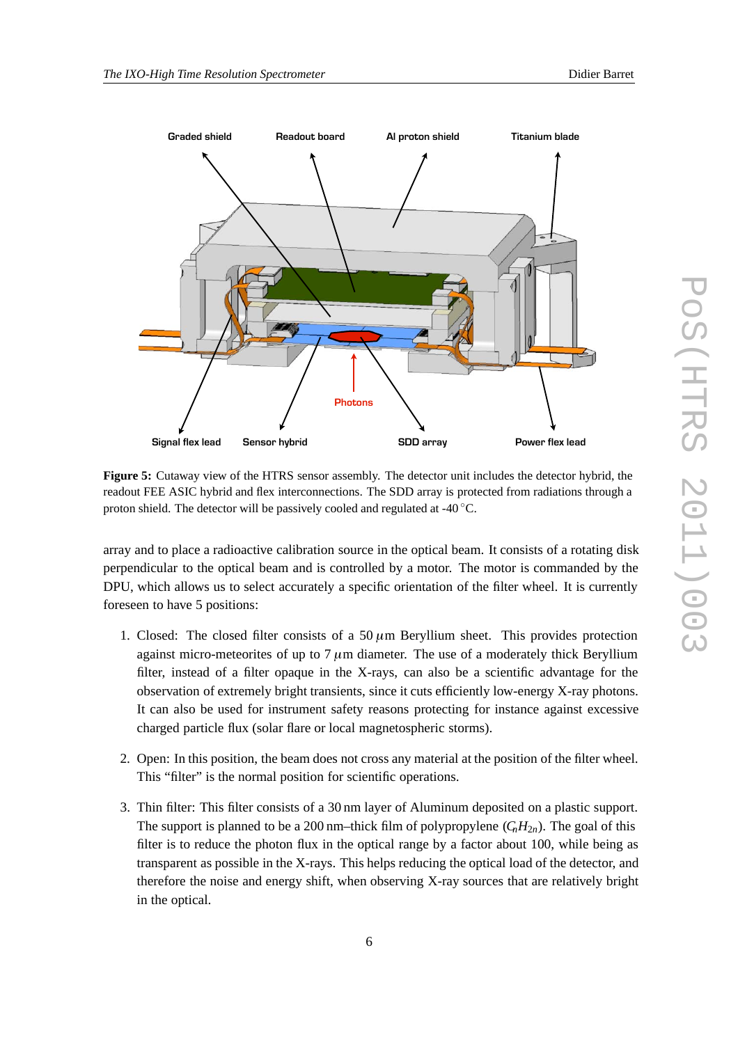**Figure 5:** Cutaway view of the HTRS sensor assembly. The detector unit includes the detector hybrid, the readout FEE ASIC hybrid and flex interconnections. The SDD array is protected from radiations through a proton shield. The detector will be passively cooled and regulated at -40 °C.

array and to place a radioactive calibration source in the optical beam. It consists of a rotating disk perpendicular to the optical beam and is controlled by a motor. The motor is commanded by the DPU, which allows us to select accurately a specific orientation of the filter wheel. It is currently foreseen to have 5 positions:

1. Closed: The closed filter consists of a 50 $\mu$m Beryllium sheet. This provides protection against micro-meteorites of up to 7 $\mu$m diameter. The use of a moderately thick Beryllium filter, instead of a filter opaque in the X-rays, can also be a scientific advantage for the observation of extremely bright transients, since it cuts efficiently low-energy X-ray photons. It can also be used for instrument safety reasons protecting for instance against excessive charged particle flux (solar flare or local magnetospheric storms).

2. Open: In this position, the beam does not cross any material at the position of the filter wheel. This "filter" is the normal position for scientific operations.

3. Thin filter: This filter consists of a 30 nm layer of Aluminum deposited on a plastic support. The support is planned to be a 200 nm–thick film of polypropylene ($C_nH_{2n}$). The goal of this filter is to reduce the photon flux in the optical range by a factor about 100, while being as transparent as possible in the X-rays. This helps reducing the optical load of the detector, and therefore the noise and energy shift, when observing X-ray sources that are relatively bright in the optical.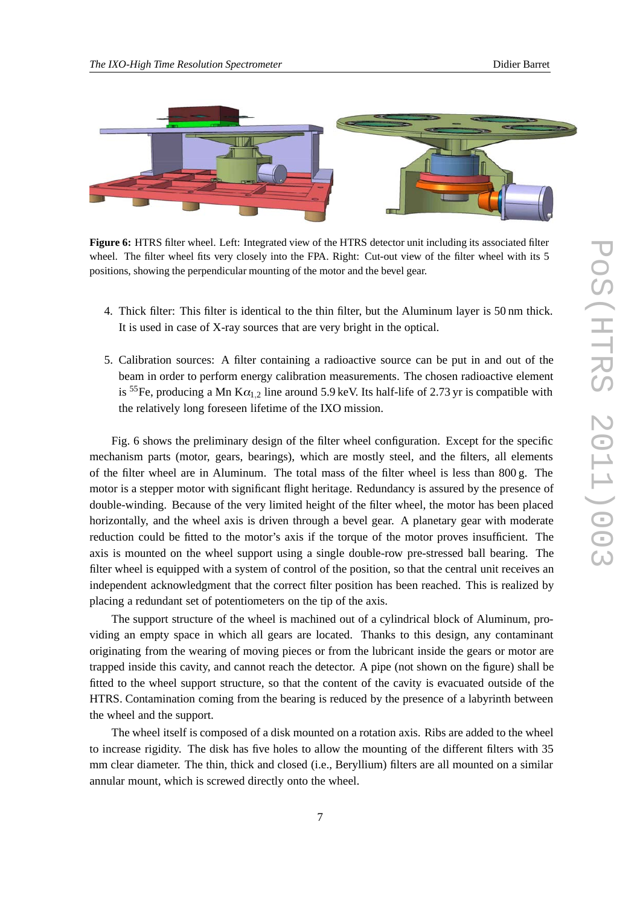**Figure 6:** HTRS filter wheel. Left: Integrated view of the HTRS detector unit including its associated filter wheel. The filter wheel fits very closely into the FPA. Right: Cut-out view of the filter wheel with its 5 positions, showing the perpendicular mounting of the motor and the bevel gear.

4. Thick filter: This filter is identical to the thin filter, but the Aluminum layer is 50 nm thick. It is used in case of X-ray sources that are very bright in the optical.

5. Calibration sources: A filter containing a radioactive source can be put in and out of the beam in order to perform energy calibration measurements. The chosen radioactive element is $^{55}$Fe, producing a Mn K$\alpha_{1,2}$ line around 5.9 keV. Its half-life of 2.73 yr is compatible with the relatively long foreseen lifetime of the IXO mission.

Fig. 6 shows the preliminary design of the filter wheel configuration. Except for the specific mechanism parts (motor, gears, bearings), which are mostly steel, and the filters, all elements of the filter wheel are in Aluminum. The total mass of the filter wheel is less than 800 g. The motor is a stepper motor with significant flight heritage. Redundancy is assured by the presence of double-winding. Because of the very limited height of the filter wheel, the motor has been placed horizontally, and the wheel axis is driven through a bevel gear. A planetary gear with moderate reduction could be fitted to the motor's axis if the torque of the motor proves insufficient. The axis is mounted on the wheel support using a single double-row pre-stressed ball bearing. The filter wheel is equipped with a system of control of the position, so that the central unit receives an independent acknowledgment that the correct filter position has been reached. This is realized by placing a redundant set of potentiometers on the tip of the axis.

The support structure of the wheel is machined out of a cylindrical block of Aluminum, providing an empty space in which all gears are located. Thanks to this design, any contaminant originating from the wearing of moving pieces or from the lubricant inside the gears or motor are trapped inside this cavity, and cannot reach the detector. A pipe (not shown on the figure) shall be fitted to the wheel support structure, so that the content of the cavity is evacuated outside of the HTRS. Contamination coming from the bearing is reduced by the presence of a labyrinth between the wheel and the support.

The wheel itself is composed of a disk mounted on a rotation axis. Ribs are added to the wheel to increase rigidity. The disk has five holes to allow the mounting of the different filters with 35 mm clear diameter. The thin, thick and closed (i.e., Beryllium) filters are all mounted on a similar annular mount, which is screwed directly onto the wheel.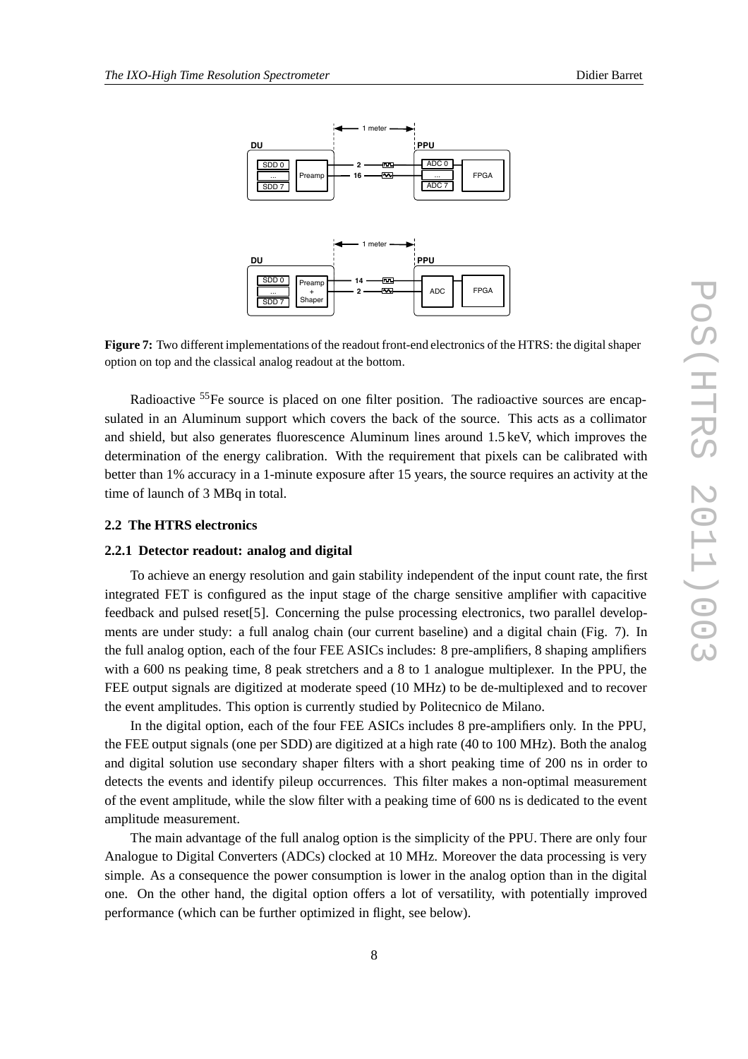Figure 7: Two different implementations of the readout front-end electronics of the HTRS: the digital shaper option on top and the classical analog readout at the bottom.

Radioactive $^{55}$Fe source is placed on one filter position. The radioactive sources are encapsulated in an Aluminum support which covers the back of the source. This acts as a collimator and shield, but also generates fluorescence Aluminum lines around 1.5 keV, which improves the determination of the energy calibration. With the requirement that pixels can be calibrated with better than 1% accuracy in a 1-minute exposure after 15 years, the source requires an activity at the time of launch of 3 MBq in total.

### 2.2 The HTRS electronics

#### 2.2.1 Detector readout: analog and digital

To achieve an energy resolution and gain stability independent of the input count rate, the first integrated FET is configured as the input stage of the charge sensitive amplifier with capacitive feedback and pulsed reset[5]. Concerning the pulse processing electronics, two parallel developments are under study: a full analog chain (our current baseline) and a digital chain (Fig. 7). In the full analog option, each of the four FEE ASICs includes: 8 pre-amplifiers, 8 shaping amplifiers with a 600 ns peaking time, 8 peak stretchers and a 8 to 1 analogue multiplexer. In the PPU, the FEE output signals are digitized at moderate speed (10 MHz) to be de-multiplexed and to recover the event amplitudes. This option is currently studied by Politecnico de Milano.

In the digital option, each of the four FEE ASICs includes 8 pre-amplifiers only. In the PPU, the FEE output signals (one per SDD) are digitized at a high rate (40 to 100 MHz). Both the analog and digital solution use secondary shaper filters with a short peaking time of 200 ns in order to detects the events and identify pileup occurrences. This filter makes a non-optimal measurement of the event amplitude, while the slow filter with a peaking time of 600 ns is dedicated to the event amplitude measurement.

The main advantage of the full analog option is the simplicity of the PPU. There are only four Analogue to Digital Converters (ADCs) clocked at 10 MHz. Moreover the data processing is very simple. As a consequence the power consumption is lower in the analog option than in the digital one. On the other hand, the digital option offers a lot of versatility, with potentially improved performance (which can be further optimized in flight, see below).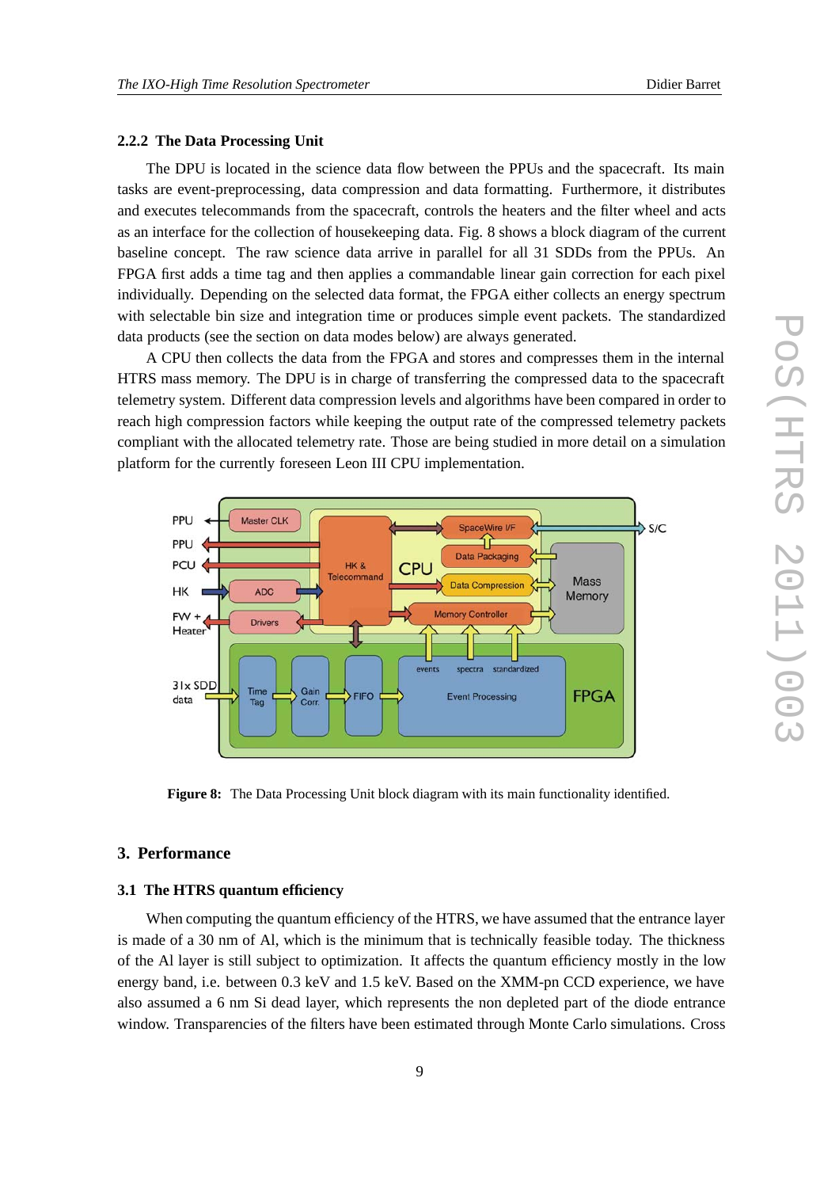### 2.2.2 The Data Processing Unit

The DPU is located in the science data flow between the PPUs and the spacecraft. Its main tasks are event-preprocessing, data compression and data formatting. Furthermore, it distributes and executes telecommands from the spacecraft, controls the heaters and the filter wheel and acts as an interface for the collection of housekeeping data. Fig. 8 shows a block diagram of the current baseline concept. The raw science data arrive in parallel for all 31 SDDs from the PPUs. An FPGA first adds a time tag and then applies a commandable linear gain correction for each pixel individually. Depending on the selected data format, the FPGA either collects an energy spectrum with selectable bin size and integration time or produces simple event packets. The standardized data products (see the section on data modes below) are always generated.

A CPU then collects the data from the FPGA and stores and compresses them in the internal HTRS mass memory. The DPU is in charge of transferring the compressed data to the spacecraft telemetry system. Different data compression levels and algorithms have been compared in order to reach high compression factors while keeping the output rate of the compressed telemetry packets compliant with the allocated telemetry rate. Those are being studied in more detail on a simulation platform for the currently foreseen Leon III CPU implementation.

**Figure 8:** The Data Processing Unit block diagram with its main functionality identified.

## 3. Performance

### 3.1 The HTRS quantum efficiency

When computing the quantum efficiency of the HTRS, we have assumed that the entrance layer is made of a 30 nm of Al, which is the minimum that is technically feasible today. The thickness of the Al layer is still subject to optimization. It affects the quantum efficiency mostly in the low energy band, i.e. between 0.3 keV and 1.5 keV. Based on the XMM-pn CCD experience, we have also assumed a 6 nm Si dead layer, which represents the non depleted part of the diode entrance window. Transparencies of the filters have been estimated through Monte Carlo simulations. Cross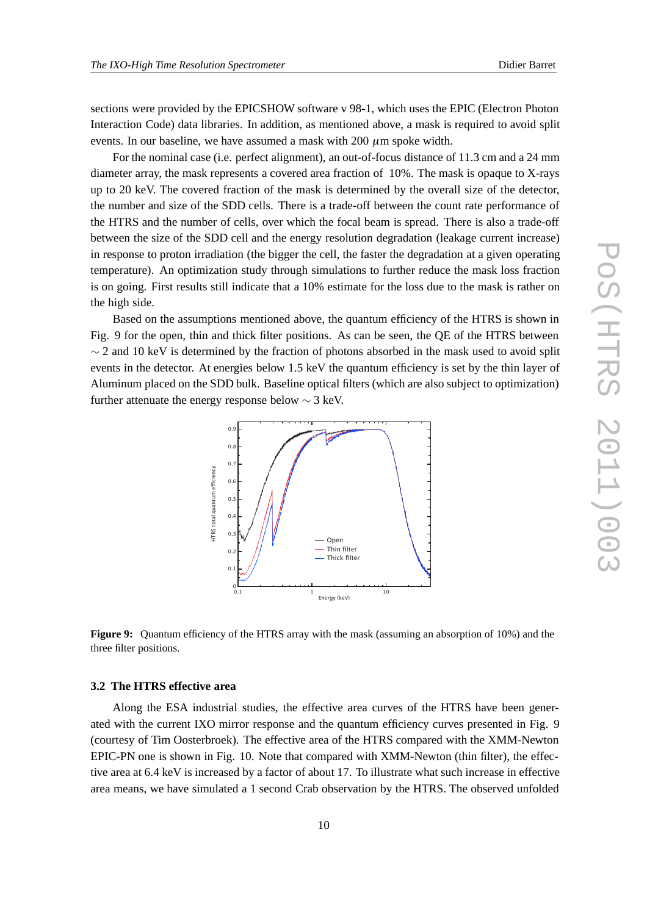sections were provided by the EPICSHOW software v 98-1, which uses the EPIC (Electron Photon Interaction Code) data libraries. In addition, as mentioned above, a mask is required to avoid split events. In our baseline, we have assumed a mask with 200 $\mu$m spoke width.

For the nominal case (i.e. perfect alignment), an out-of-focus distance of 11.3 cm and a 24 mm diameter array, the mask represents a covered area fraction of 10%. The mask is opaque to X-rays up to 20 keV. The covered fraction of the mask is determined by the overall size of the detector, the number and size of the SDD cells. There is a trade-off between the count rate performance of the HTRS and the number of cells, over which the focal beam is spread. There is also a trade-off between the size of the SDD cell and the energy resolution degradation (leakage current increase) in response to proton irradiation (the bigger the cell, the faster the degradation at a given operating temperature). An optimization study through simulations to further reduce the mask loss fraction is on going. First results still indicate that a 10% estimate for the loss due to the mask is rather on the high side.

Based on the assumptions mentioned above, the quantum efficiency of the HTRS is shown in Fig. 9 for the open, thin and thick filter positions. As can be seen, the QE of the HTRS between $\sim$ 2 and 10 keV is determined by the fraction of photons absorbed in the mask used to avoid split events in the detector. At energies below 1.5 keV the quantum efficiency is set by the thin layer of Aluminum placed on the SDD bulk. Baseline optical filters (which are also subject to optimization) further attenuate the energy response below $\sim$ 3 keV.

**Figure 9:** Quantum efficiency of the HTRS array with the mask (assuming an absorption of 10%) and the three filter positions.

### 3.2 The HTRS effective area

Along the ESA industrial studies, the effective area curves of the HTRS have been generated with the current IXO mirror response and the quantum efficiency curves presented in Fig. 9 (courtesy of Tim Oosterbroek). The effective area of the HTRS compared with the XMM-Newton EPIC-PN one is shown in Fig. 10. Note that compared with XMM-Newton (thin filter), the effective area at 6.4 keV is increased by a factor of about 17. To illustrate what such increase in effective area means, we have simulated a 1 second Crab observation by the HTRS. The observed unfolded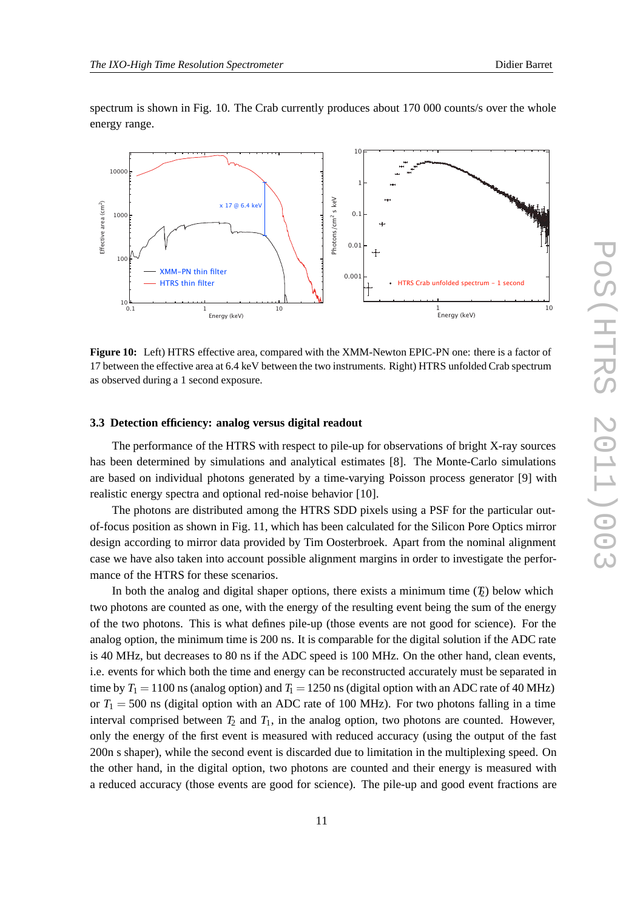spectrum is shown in Fig. 10. The Crab currently produces about 170 000 counts/s over the whole energy range.

**Figure 10:** Left) HTRS effective area, compared with the XMM-Newton EPIC-PN one: there is a factor of 17 between the effective area at 6.4 keV between the two instruments. Right) HTRS unfolded Crab spectrum as observed during a 1 second exposure.

### 3.3 Detection efficiency: analog versus digital readout

The performance of the HTRS with respect to pile-up for observations of bright X-ray sources has been determined by simulations and analytical estimates [8]. The Monte-Carlo simulations are based on individual photons generated by a time-varying Poisson process generator [9] with realistic energy spectra and optional red-noise behavior [10].

The photons are distributed among the HTRS SDD pixels using a PSF for the particular out-of-focus position as shown in Fig. 11, which has been calculated for the Silicon Pore Optics mirror design according to mirror data provided by Tim Oosterbroek. Apart from the nominal alignment case we have also taken into account possible alignment margins in order to investigate the performance of the HTRS for these scenarios.

In both the analog and digital shaper options, there exists a minimum time ($T_2$) below which two photons are counted as one, with the energy of the resulting event being the sum of the energy of the two photons. This is what defines pile-up (those events are not good for science). For the analog option, the minimum time is 200 ns. It is comparable for the digital solution if the ADC rate is 40 MHz, but decreases to 80 ns if the ADC speed is 100 MHz. On the other hand, clean events, i.e. events for which both the time and energy can be reconstructed accurately must be separated in time by $T_1 = 1100$ ns (analog option) and $T_1 = 1250$ ns (digital option with an ADC rate of 40 MHz) or $T_1 = 500$ ns (digital option with an ADC rate of 100 MHz). For two photons falling in a time interval comprised between $T_2$ and $T_1$, in the analog option, two photons are counted. However, only the energy of the first event is measured with reduced accuracy (using the output of the fast 200n s shaper), while the second event is discarded due to limitation in the multiplexing speed. On the other hand, in the digital option, two photons are counted and their energy is measured with a reduced accuracy (those events are good for science). The pile-up and good event fractions are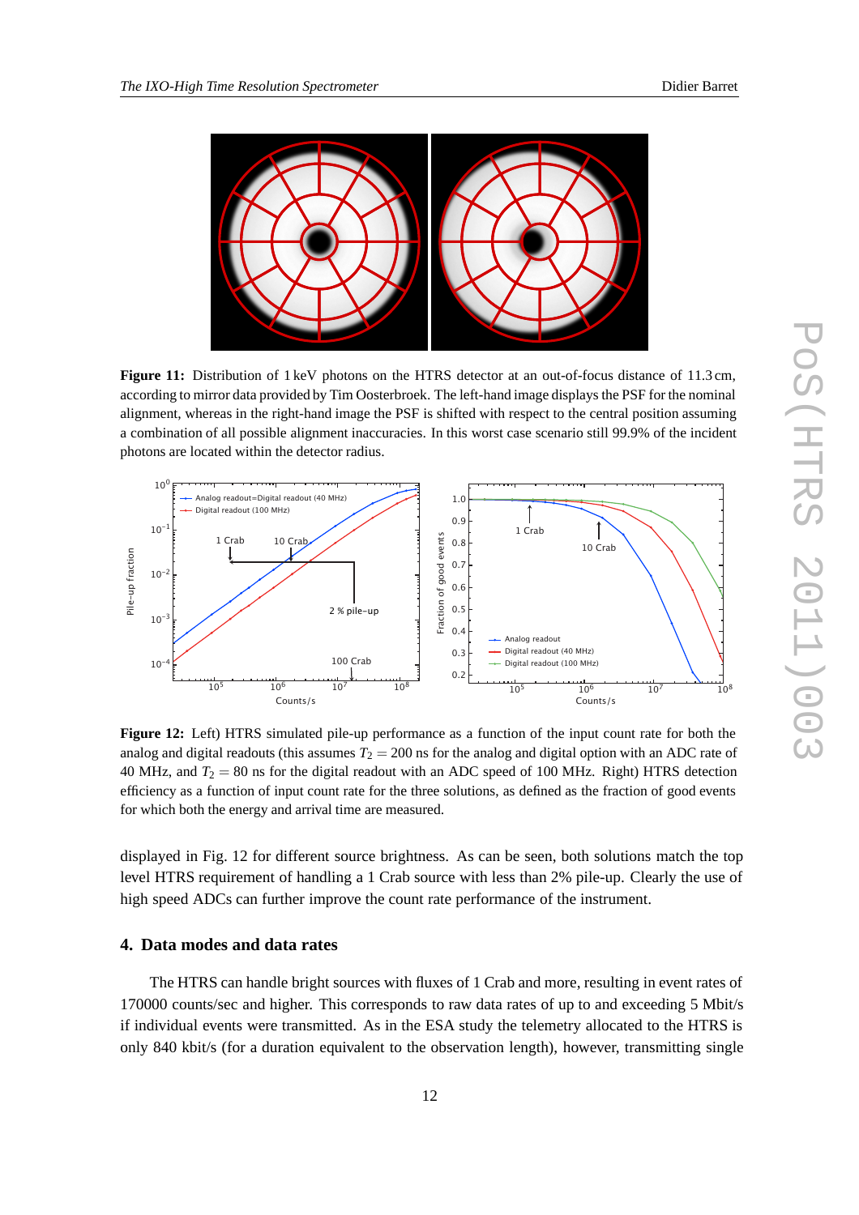**Figure 11:** Distribution of 1 keV photons on the HTRS detector at an out-of-focus distance of 11.3 cm, according to mirror data provided by Tim Oosterbroek. The left-hand image displays the PSF for the nominal alignment, whereas in the right-hand image the PSF is shifted with respect to the central position assuming a combination of all possible alignment inaccuracies. In this worst case scenario still 99.9% of the incident photons are located within the detector radius.

**Figure 12:** Left) HTRS simulated pile-up performance as a function of the input count rate for both the analog and digital readouts (this assumes $T_2 = 200$ ns for the analog and digital option with an ADC rate of 40 MHz, and $T_2 = 80$ ns for the digital readout with an ADC speed of 100 MHz. Right) HTRS detection efficiency as a function of input count rate for the three solutions, as defined as the fraction of good events for which both the energy and arrival time are measured.

displayed in Fig. 12 for different source brightness. As can be seen, both solutions match the top level HTRS requirement of handling a 1 Crab source with less than 2% pile-up. Clearly the use of high speed ADCs can further improve the count rate performance of the instrument.

## 4. Data modes and data rates

The HTRS can handle bright sources with fluxes of 1 Crab and more, resulting in event rates of 170000 counts/sec and higher. This corresponds to raw data rates of up to and exceeding 5 Mbit/s if individual events were transmitted. As in the ESA study the telemetry allocated to the HTRS is only 840 kbit/s (for a duration equivalent to the observation length), however, transmitting single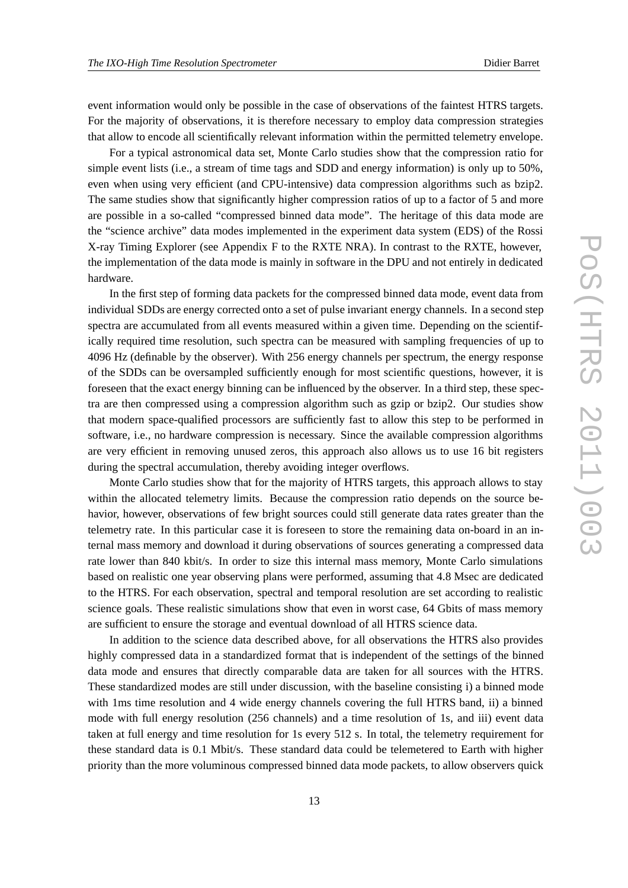event information would only be possible in the case of observations of the faintest HTRS targets. For the majority of observations, it is therefore necessary to employ data compression strategies that allow to encode all scientifically relevant information within the permitted telemetry envelope.

For a typical astronomical data set, Monte Carlo studies show that the compression ratio for simple event lists (i.e., a stream of time tags and SDD and energy information) is only up to 50%, even when using very efficient (and CPU-intensive) data compression algorithms such as bzip2. The same studies show that significantly higher compression ratios of up to a factor of 5 and more are possible in a so-called "compressed binned data mode". The heritage of this data mode are the "science archive" data modes implemented in the experiment data system (EDS) of the Rossi X-ray Timing Explorer (see Appendix F to the RXTE NRA). In contrast to the RXTE, however, the implementation of the data mode is mainly in software in the DPU and not entirely in dedicated hardware.

In the first step of forming data packets for the compressed binned data mode, event data from individual SDDs are energy corrected onto a set of pulse invariant energy channels. In a second step spectra are accumulated from all events measured within a given time. Depending on the scientifically required time resolution, such spectra can be measured with sampling frequencies of up to 4096 Hz (definable by the observer). With 256 energy channels per spectrum, the energy response of the SDDs can be oversampled sufficiently enough for most scientific questions, however, it is foreseen that the exact energy binning can be influenced by the observer. In a third step, these spectra are then compressed using a compression algorithm such as gzip or bzip2. Our studies show that modern space-qualified processors are sufficiently fast to allow this step to be performed in software, i.e., no hardware compression is necessary. Since the available compression algorithms are very efficient in removing unused zeros, this approach also allows us to use 16 bit registers during the spectral accumulation, thereby avoiding integer overflows.

Monte Carlo studies show that for the majority of HTRS targets, this approach allows to stay within the allocated telemetry limits. Because the compression ratio depends on the source behavior, however, observations of few bright sources could still generate data rates greater than the telemetry rate. In this particular case it is foreseen to store the remaining data on-board in an internal mass memory and download it during observations of sources generating a compressed data rate lower than 840 kbit/s. In order to size this internal mass memory, Monte Carlo simulations based on realistic one year observing plans were performed, assuming that 4.8 Msec are dedicated to the HTRS. For each observation, spectral and temporal resolution are set according to realistic science goals. These realistic simulations show that even in worst case, 64 Gbits of mass memory are sufficient to ensure the storage and eventual download of all HTRS science data.

In addition to the science data described above, for all observations the HTRS also provides highly compressed data in a standardized format that is independent of the settings of the binned data mode and ensures that directly comparable data are taken for all sources with the HTRS. These standardized modes are still under discussion, with the baseline consisting i) a binned mode with 1ms time resolution and 4 wide energy channels covering the full HTRS band, ii) a binned mode with full energy resolution (256 channels) and a time resolution of 1s, and iii) event data taken at full energy and time resolution for 1s every 512 s. In total, the telemetry requirement for these standard data is 0.1 Mbit/s. These standard data could be telemetered to Earth with higher priority than the more voluminous compressed binned data mode packets, to allow observers quick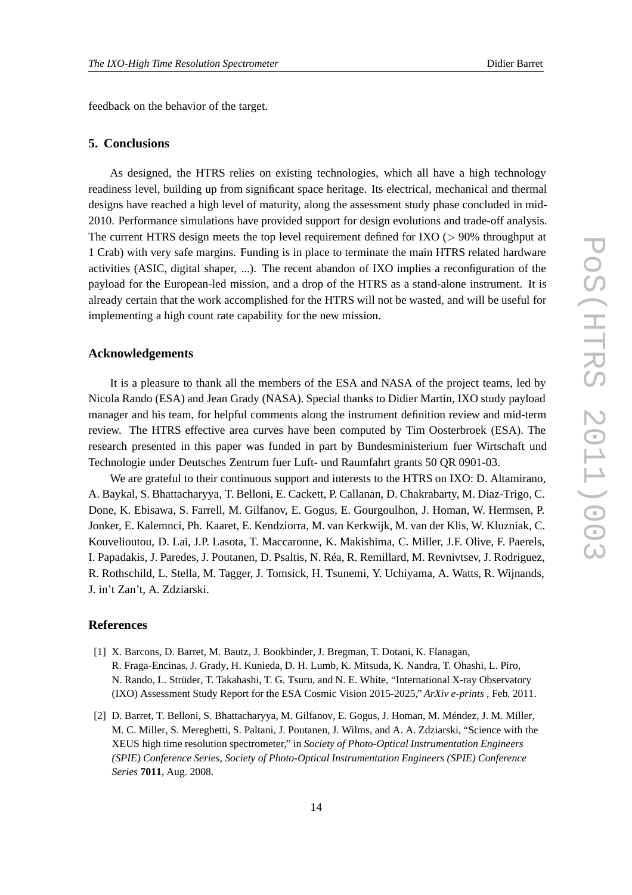feedback on the behavior of the target.

## 5. Conclusions

As designed, the HTRS relies on existing technologies, which all have a high technology readiness level, building up from significant space heritage. Its electrical, mechanical and thermal designs have reached a high level of maturity, along the assessment study phase concluded in mid-2010. Performance simulations have provided support for design evolutions and trade-off analysis. The current HTRS design meets the top level requirement defined for IXO ($>$ 90% throughput at 1 Crab) with very safe margins. Funding is in place to terminate the main HTRS related hardware activities (ASIC, digital shaper, ...). The recent abandon of IXO implies a reconfiguration of the payload for the European-led mission, and a drop of the HTRS as a stand-alone instrument. It is already certain that the work accomplished for the HTRS will not be wasted, and will be useful for implementing a high count rate capability for the new mission.

## Acknowledgements

It is a pleasure to thank all the members of the ESA and NASA of the project teams, led by Nicola Rando (ESA) and Jean Grady (NASA). Special thanks to Didier Martin, IXO study payload manager and his team, for helpful comments along the instrument definition review and mid-term review. The HTRS effective area curves have been computed by Tim Oosterbroek (ESA). The research presented in this paper was funded in part by Bundesministerium fuer Wirtschaft und Technologie under Deutsches Zentrum fuer Luft- und Raumfahrt grants 50 QR 0901-03.

We are grateful to their continuous support and interests to the HTRS on IXO: D. Altamirano, A. Baykal, S. Bhattacharyya, T. Belloni, E. Cackett, P. Callanan, D. Chakrabarty, M. Diaz-Trigo, C. Done, K. Ebisawa, S. Farrell, M. Gilfanov, E. Gogus, E. Gourgoulhon, J. Homan, W. Hermsen, P. Jonker, E. Kalemnci, Ph. Kaaret, E. Kendziorra, M. van Kerkwijk, M. van der Klis, W. Kluzniak, C. Kouveliotou, D. Lai, J.P. Lasota, T. Maccaronne, K. Makishima, C. Miller, J.F. Olive, F. Paerels, I. Papadakis, J. Paredes, J. Poutanen, D. Psaltis, N. Réa, R. Remillard, M. Revnivtsev, J. Rodriguez, R. Rothschild, L. Stella, M. Tagger, J. Tomsick, H. Tsunemi, Y. Uchiyama, A. Watts, R. Wijnands, J. in't Zan't, A. Zdziarski.

## References

[1] X. Barcons, D. Barret, M. Bautz, J. Bookbinder, J. Bregman, T. Dotani, K. Flanagan, R. Fraga-Encinas, J. Grady, H. Kunieda, D. H. Lumb, K. Mitsuda, K. Nandra, T. Ohashi, L. Piro, N. Rando, L. Strüder, T. Takahashi, T. G. Tsuru, and N. E. White, "International X-ray Observatory (IXO) Assessment Study Report for the ESA Cosmic Vision 2015-2025," *ArXiv e-prints* , Feb. 2011.

[2] D. Barret, T. Belloni, S. Bhattacharyya, M. Gilfanov, E. Gogus, J. Homan, M. Méndez, J. M. Miller, M. C. Miller, S. Mereghetti, S. Paltani, J. Poutanen, J. Wilms, and A. A. Zdziarski, "Science with the XEUS high time resolution spectrometer," in *Society of Photo-Optical Instrumentation Engineers (SPIE) Conference Series*, *Society of Photo-Optical Instrumentation Engineers (SPIE) Conference Series* **7011**, Aug. 2008.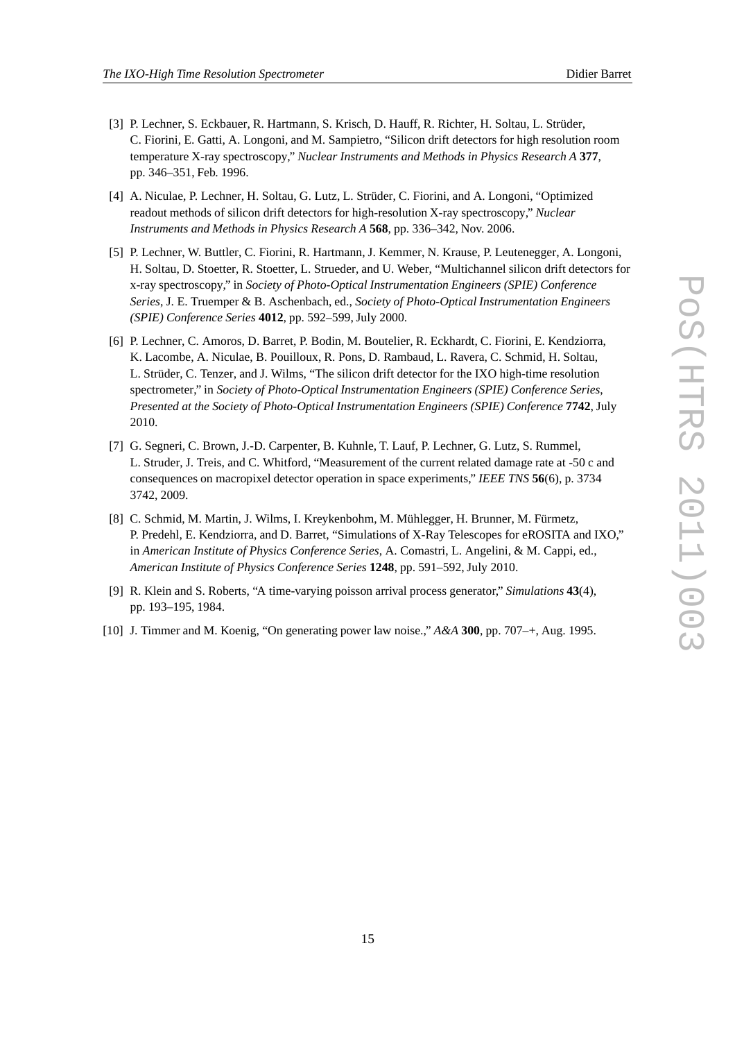[3] P. Lechner, S. Eckbauer, R. Hartmann, S. Krisch, D. Hauff, R. Richter, H. Soltau, L. Strüder, C. Fiorini, E. Gatti, A. Longoni, and M. Sampietro, "Silicon drift detectors for high resolution room temperature X-ray spectroscopy," *Nuclear Instruments and Methods in Physics Research A* **377**, pp. 346–351, Feb. 1996.

[4] A. Niculae, P. Lechner, H. Soltau, G. Lutz, L. Strüder, C. Fiorini, and A. Longoni, "Optimized readout methods of silicon drift detectors for high-resolution X-ray spectroscopy," *Nuclear Instruments and Methods in Physics Research A* **568**, pp. 336–342, Nov. 2006.

[5] P. Lechner, W. Buttler, C. Fiorini, R. Hartmann, J. Kemmer, N. Krause, P. Leutenegger, A. Longoni, H. Soltau, D. Stoetter, R. Stoetter, L. Strueder, and U. Weber, "Multichannel silicon drift detectors for x-ray spectroscopy," in *Society of Photo-Optical Instrumentation Engineers (SPIE) Conference Series*, J. E. Truemper & B. Aschenbach, ed., *Society of Photo-Optical Instrumentation Engineers (SPIE) Conference Series* **4012**, pp. 592–599, July 2000.

[6] P. Lechner, C. Amoros, D. Barret, P. Bodin, M. Boutelier, R. Eckhardt, C. Fiorini, E. Kendziorra, K. Lacombe, A. Niculae, B. Pouilloux, R. Pons, D. Rambaud, L. Ravera, C. Schmid, H. Soltau, L. Strüder, C. Tenzer, and J. Wilms, "The silicon drift detector for the IXO high-time resolution spectrometer," in *Society of Photo-Optical Instrumentation Engineers (SPIE) Conference Series, Presented at the Society of Photo-Optical Instrumentation Engineers (SPIE) Conference* **7742**, July 2010.

[7] G. Segneri, C. Brown, J.-D. Carpenter, B. Kuhnle, T. Lauf, P. Lechner, G. Lutz, S. Rummel, L. Struder, J. Treis, and C. Whitford, "Measurement of the current related damage rate at -50 c and consequences on macropixel detector operation in space experiments," *IEEE TNS* **56**(6), p. 3734 3742, 2009.

[8] C. Schmid, M. Martin, J. Wilms, I. Kreykenbohm, M. Mühlegger, H. Brunner, M. Fürmetz, P. Predehl, E. Kendziorra, and D. Barret, "Simulations of X-Ray Telescopes for eROSITA and IXO," in *American Institute of Physics Conference Series*, A. Comastri, L. Angelini, & M. Cappi, ed., *American Institute of Physics Conference Series* **1248**, pp. 591–592, July 2010.

[9] R. Klein and S. Roberts, "A time-varying poisson arrival process generator," *Simulations* **43**(4), pp. 193–195, 1984.

[10] J. Timmer and M. Koenig, "On generating power law noise.," *A&A* **300**, pp. 707–+, Aug. 1995.